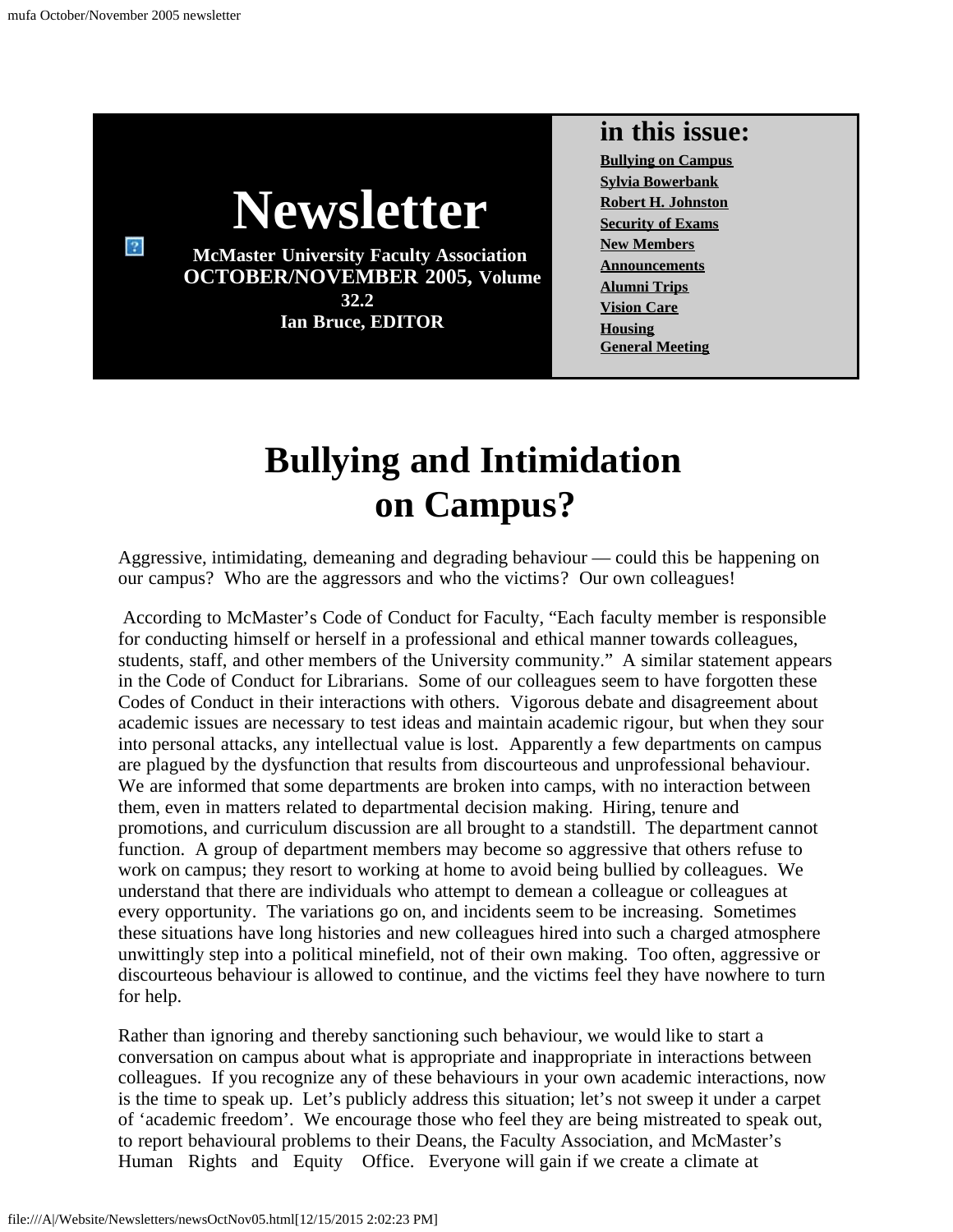# Newsletter

**McMaster University Faculty Association**
**OCTOBER/NOVEMBER 2005, Volume 32.2**
**Ian Bruce, EDITOR**

## in this issue:

- Bullying on Campus
- Sylvia Bowerbank
- Robert H. Johnston
- Security of Exams
- New Members
- Announcements
- Alumni Trips
- Vision Care
- Housing
- General Meeting

# Bullying and Intimidation on Campus?

Aggressive, intimidating, demeaning and degrading behaviour — could this be happening on our campus? Who are the aggressors and who the victims? Our own colleagues!

According to McMaster's Code of Conduct for Faculty, "Each faculty member is responsible for conducting himself or herself in a professional and ethical manner towards colleagues, students, staff, and other members of the University community." A similar statement appears in the Code of Conduct for Librarians. Some of our colleagues seem to have forgotten these Codes of Conduct in their interactions with others. Vigorous debate and disagreement about academic issues are necessary to test ideas and maintain academic rigour, but when they sour into personal attacks, any intellectual value is lost. Apparently a few departments on campus are plagued by the dysfunction that results from discourteous and unprofessional behaviour. We are informed that some departments are broken into camps, with no interaction between them, even in matters related to departmental decision making. Hiring, tenure and promotions, and curriculum discussion are all brought to a standstill. The department cannot function. A group of department members may become so aggressive that others refuse to work on campus; they resort to working at home to avoid being bullied by colleagues. We understand that there are individuals who attempt to demean a colleague or colleagues at every opportunity. The variations go on, and incidents seem to be increasing. Sometimes these situations have long histories and new colleagues hired into such a charged atmosphere unwittingly step into a political minefield, not of their own making. Too often, aggressive or discourteous behaviour is allowed to continue, and the victims feel they have nowhere to turn for help.

Rather than ignoring and thereby sanctioning such behaviour, we would like to start a conversation on campus about what is appropriate and inappropriate in interactions between colleagues. If you recognize any of these behaviours in your own academic interactions, now is the time to speak up. Let's publicly address this situation; let's not sweep it under a carpet of 'academic freedom'. We encourage those who feel they are being mistreated to speak out, to report behavioural problems to their Deans, the Faculty Association, and McMaster's Human Rights and Equity Office. Everyone will gain if we create a climate at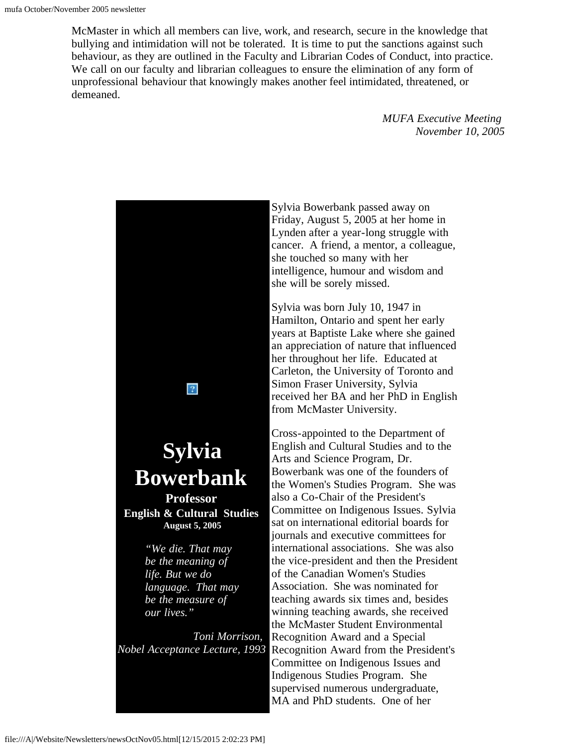McMaster in which all members can live, work, and research, secure in the knowledge that bullying and intimidation will not be tolerated. It is time to put the sanctions against such behaviour, as they are outlined in the Faculty and Librarian Codes of Conduct, into practice. We call on our faculty and librarian colleagues to ensure the elimination of any form of unprofessional behaviour that knowingly makes another feel intimidated, threatened, or demeaned.

*MUFA Executive Meeting*
*November 10, 2005*

# Sylvia Bowerbank

**Professor**
**English & Cultural Studies**
**August 5, 2005**

*"We die. That may be the meaning of life. But we do language. That may be the measure of our lives."*

*Toni Morrison, Nobel Acceptance Lecture, 1993*

Sylvia Bowerbank passed away on Friday, August 5, 2005 at her home in Lynden after a year-long struggle with cancer. A friend, a mentor, a colleague, she touched so many with her intelligence, humour and wisdom and she will be sorely missed.

Sylvia was born July 10, 1947 in Hamilton, Ontario and spent her early years at Baptiste Lake where she gained an appreciation of nature that influenced her throughout her life. Educated at Carleton, the University of Toronto and Simon Fraser University, Sylvia received her BA and her PhD in English from McMaster University.

Cross-appointed to the Department of English and Cultural Studies and to the Arts and Science Program, Dr. Bowerbank was one of the founders of the Women's Studies Program. She was also a Co-Chair of the President's Committee on Indigenous Issues. Sylvia sat on international editorial boards for journals and executive committees for international associations. She was also the vice-president and then the President of the Canadian Women's Studies Association. She was nominated for teaching awards six times and, besides winning teaching awards, she received the McMaster Student Environmental Recognition Award and a Special Recognition Award from the President's Committee on Indigenous Issues and Indigenous Studies Program. She supervised numerous undergraduate, MA and PhD students. One of her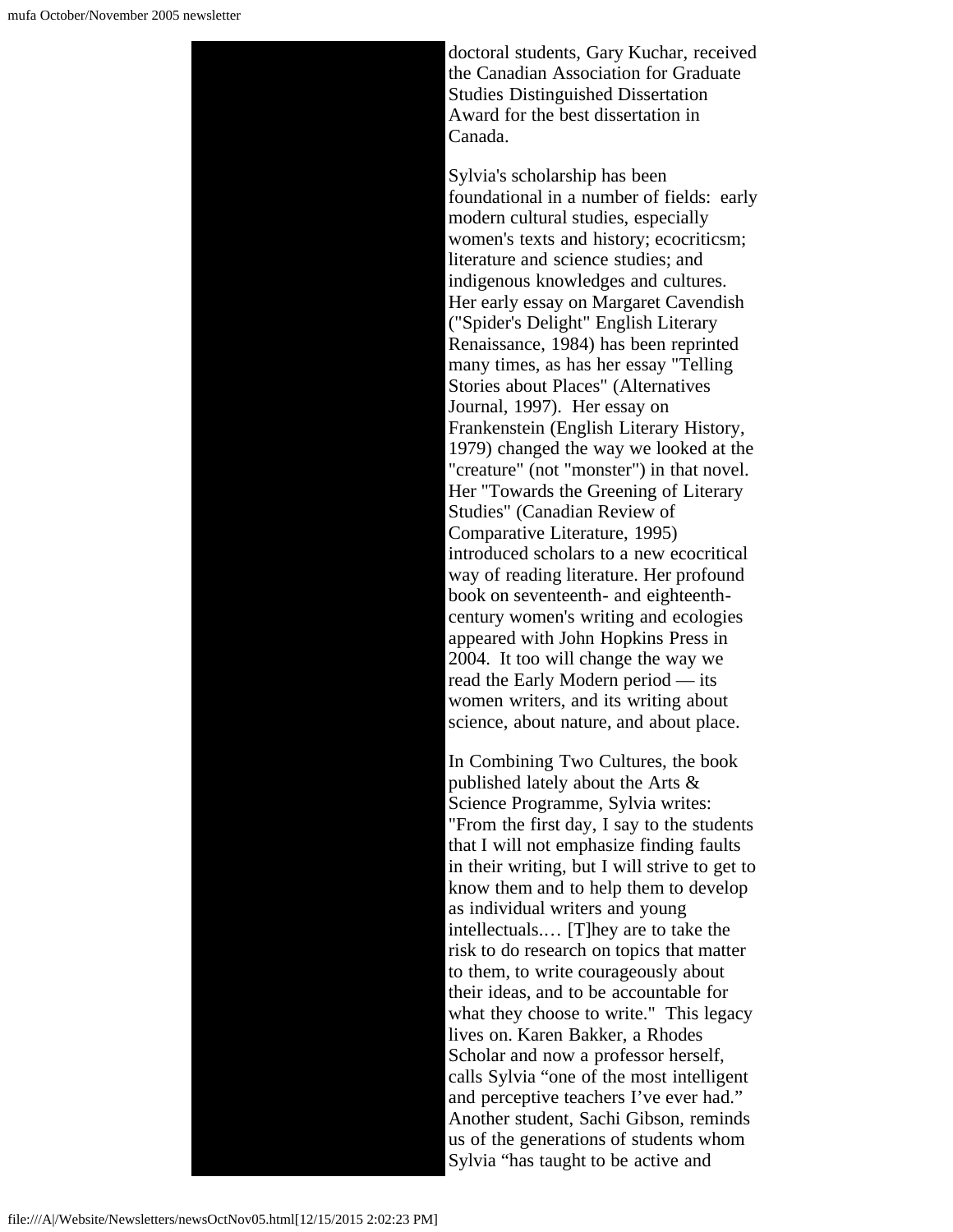doctoral students, Gary Kuchar, received the Canadian Association for Graduate Studies Distinguished Dissertation Award for the best dissertation in Canada.

Sylvia's scholarship has been foundational in a number of fields: early modern cultural studies, especially women's texts and history; ecocriticsm; literature and science studies; and indigenous knowledges and cultures. Her early essay on Margaret Cavendish ("Spider's Delight" English Literary Renaissance, 1984) has been reprinted many times, as has her essay "Telling Stories about Places" (Alternatives Journal, 1997). Her essay on Frankenstein (English Literary History, 1979) changed the way we looked at the "creature" (not "monster") in that novel. Her "Towards the Greening of Literary Studies" (Canadian Review of Comparative Literature, 1995) introduced scholars to a new ecocritical way of reading literature. Her profound book on seventeenth- and eighteenth-century women's writing and ecologies appeared with John Hopkins Press in 2004. It too will change the way we read the Early Modern period — its women writers, and its writing about science, about nature, and about place.

In Combining Two Cultures, the book published lately about the Arts & Science Programme, Sylvia writes: "From the first day, I say to the students that I will not emphasize finding faults in their writing, but I will strive to get to know them and to help them to develop as individual writers and young intellectuals.… [T]hey are to take the risk to do research on topics that matter to them, to write courageously about their ideas, and to be accountable for what they choose to write." This legacy lives on. Karen Bakker, a Rhodes Scholar and now a professor herself, calls Sylvia "one of the most intelligent and perceptive teachers I've ever had." Another student, Sachi Gibson, reminds us of the generations of students whom Sylvia "has taught to be active and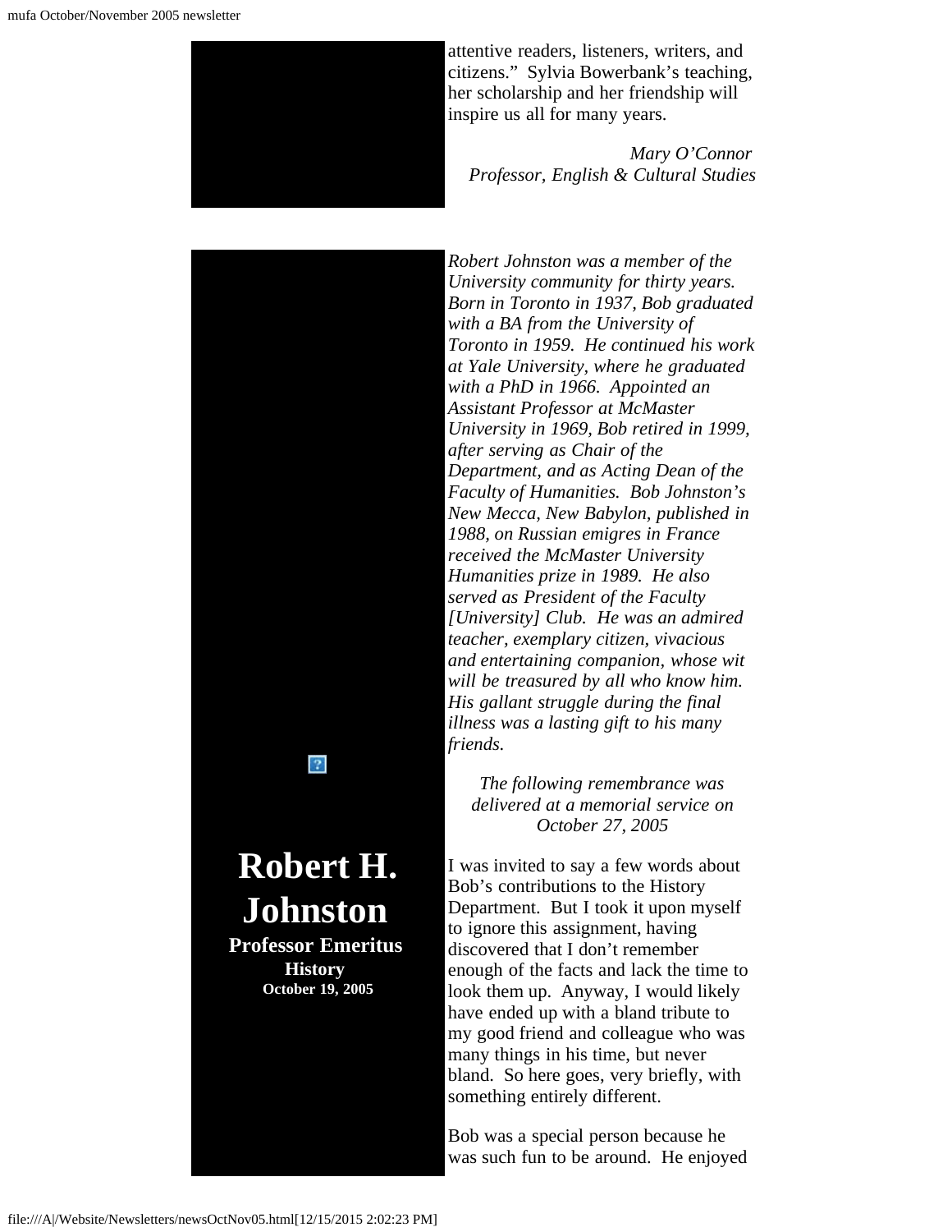attentive readers, listeners, writers, and citizens." Sylvia Bowerbank's teaching, her scholarship and her friendship will inspire us all for many years.

*Mary O'Connor*
*Professor, English & Cultural Studies*

# Robert H. Johnston

**Professor Emeritus**
**History**
**October 19, 2005**

*Robert Johnston was a member of the University community for thirty years. Born in Toronto in 1937, Bob graduated with a BA from the University of Toronto in 1959. He continued his work at Yale University, where he graduated with a PhD in 1966. Appointed an Assistant Professor at McMaster University in 1969, Bob retired in 1999, after serving as Chair of the Department, and as Acting Dean of the Faculty of Humanities. Bob Johnston's New Mecca, New Babylon, published in 1988, on Russian emigres in France received the McMaster University Humanities prize in 1989. He also served as President of the Faculty [University] Club. He was an admired teacher, exemplary citizen, vivacious and entertaining companion, whose wit will be treasured by all who know him. His gallant struggle during the final illness was a lasting gift to his many friends.*

*The following remembrance was delivered at a memorial service on October 27, 2005*

I was invited to say a few words about Bob's contributions to the History Department. But I took it upon myself to ignore this assignment, having discovered that I don't remember enough of the facts and lack the time to look them up. Anyway, I would likely have ended up with a bland tribute to my good friend and colleague who was many things in his time, but never bland. So here goes, very briefly, with something entirely different.

Bob was a special person because he was such fun to be around. He enjoyed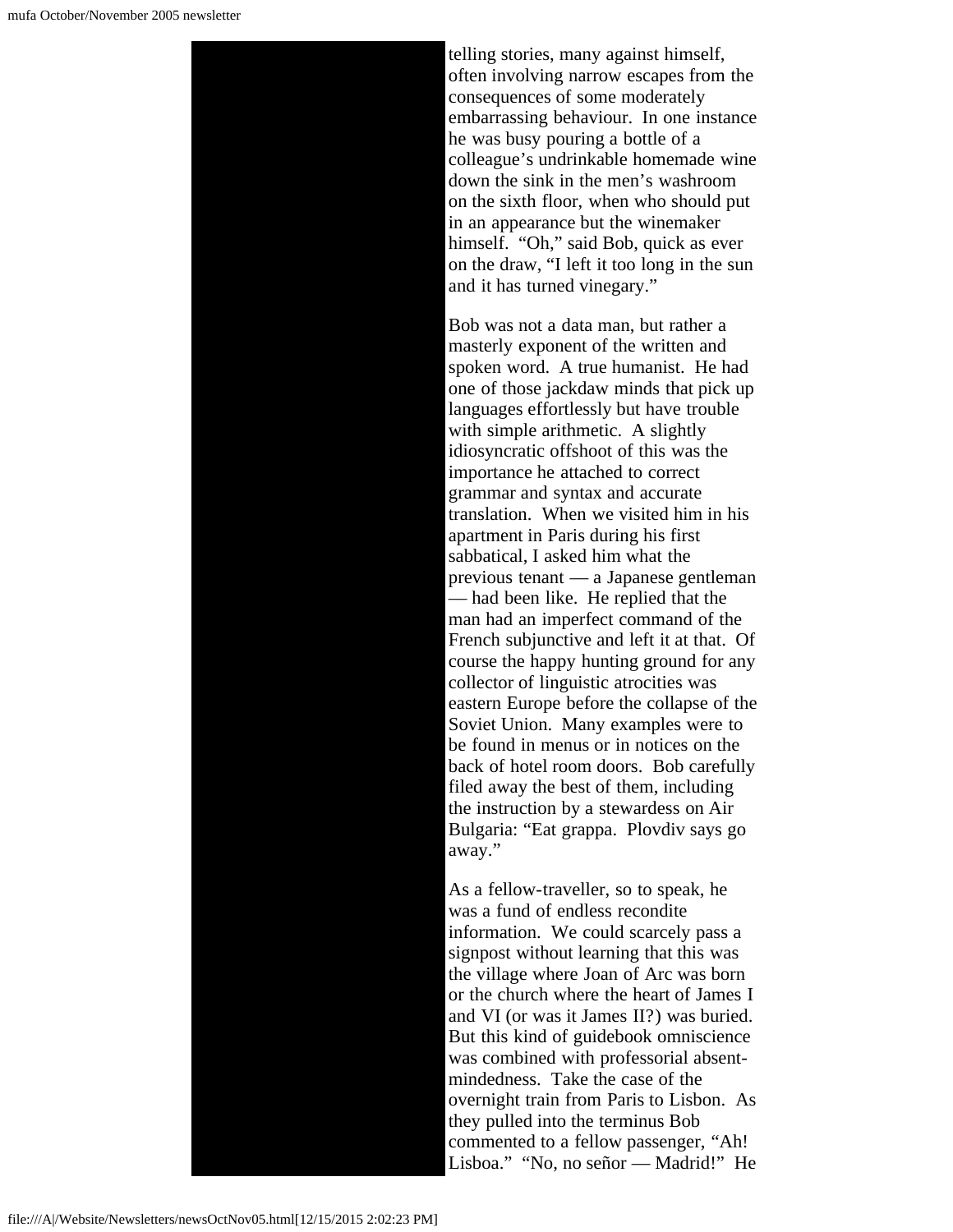telling stories, many against himself, often involving narrow escapes from the consequences of some moderately embarrassing behaviour. In one instance he was busy pouring a bottle of a colleague's undrinkable homemade wine down the sink in the men's washroom on the sixth floor, when who should put in an appearance but the winemaker himself. "Oh," said Bob, quick as ever on the draw, "I left it too long in the sun and it has turned vinegary."

Bob was not a data man, but rather a masterly exponent of the written and spoken word. A true humanist. He had one of those jackdaw minds that pick up languages effortlessly but have trouble with simple arithmetic. A slightly idiosyncratic offshoot of this was the importance he attached to correct grammar and syntax and accurate translation. When we visited him in his apartment in Paris during his first sabbatical, I asked him what the previous tenant — a Japanese gentleman — had been like. He replied that the man had an imperfect command of the French subjunctive and left it at that. Of course the happy hunting ground for any collector of linguistic atrocities was eastern Europe before the collapse of the Soviet Union. Many examples were to be found in menus or in notices on the back of hotel room doors. Bob carefully filed away the best of them, including the instruction by a stewardess on Air Bulgaria: "Eat grappa. Plovdiv says go away."

As a fellow-traveller, so to speak, he was a fund of endless recondite information. We could scarcely pass a signpost without learning that this was the village where Joan of Arc was born or the church where the heart of James I and VI (or was it James II?) was buried. But this kind of guidebook omniscience was combined with professorial absent-mindedness. Take the case of the overnight train from Paris to Lisbon. As they pulled into the terminus Bob commented to a fellow passenger, "Ah! Lisboa." "No, no señor — Madrid!" He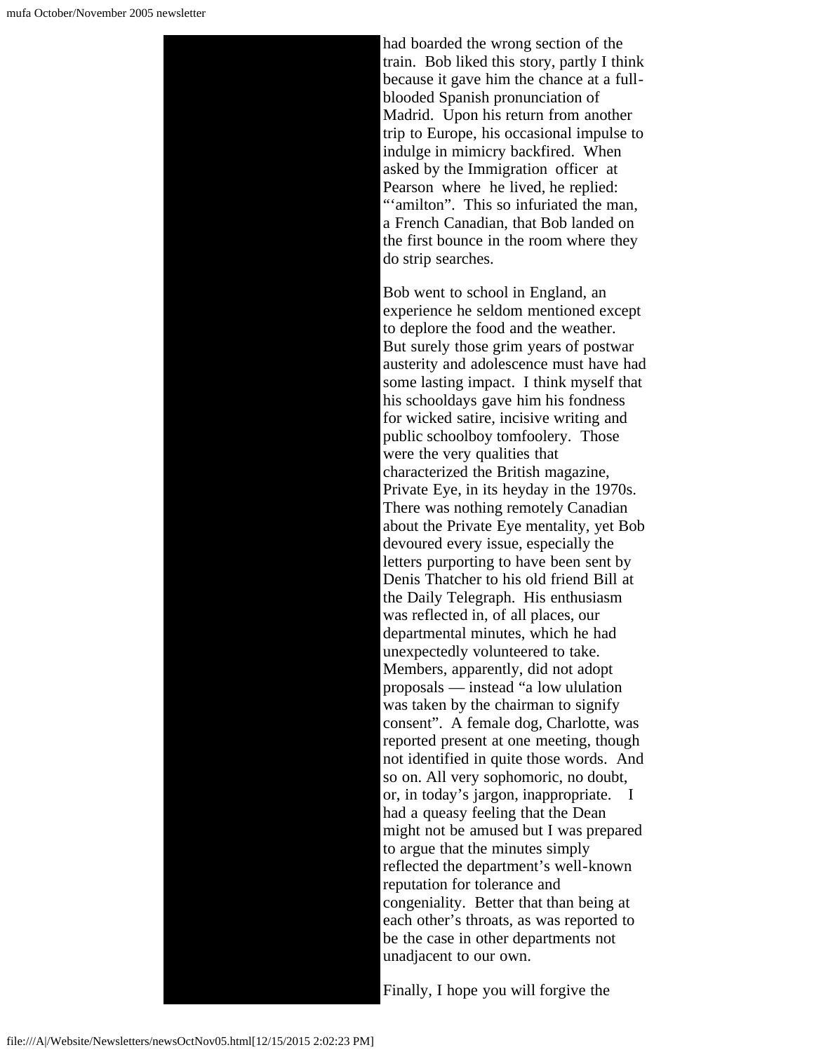had boarded the wrong section of the train. Bob liked this story, partly I think because it gave him the chance at a full-blooded Spanish pronunciation of Madrid. Upon his return from another trip to Europe, his occasional impulse to indulge in mimicry backfired. When asked by the Immigration officer at Pearson where he lived, he replied: "'amilton". This so infuriated the man, a French Canadian, that Bob landed on the first bounce in the room where they do strip searches.

Bob went to school in England, an experience he seldom mentioned except to deplore the food and the weather. But surely those grim years of postwar austerity and adolescence must have had some lasting impact. I think myself that his schooldays gave him his fondness for wicked satire, incisive writing and public schoolboy tomfoolery. Those were the very qualities that characterized the British magazine, Private Eye, in its heyday in the 1970s. There was nothing remotely Canadian about the Private Eye mentality, yet Bob devoured every issue, especially the letters purporting to have been sent by Denis Thatcher to his old friend Bill at the Daily Telegraph. His enthusiasm was reflected in, of all places, our departmental minutes, which he had unexpectedly volunteered to take. Members, apparently, did not adopt proposals — instead "a low ululation was taken by the chairman to signify consent". A female dog, Charlotte, was reported present at one meeting, though not identified in quite those words. And so on. All very sophomoric, no doubt, or, in today's jargon, inappropriate. I had a queasy feeling that the Dean might not be amused but I was prepared to argue that the minutes simply reflected the department's well-known reputation for tolerance and congeniality. Better that than being at each other's throats, as was reported to be the case in other departments not unadjacent to our own.

Finally, I hope you will forgive the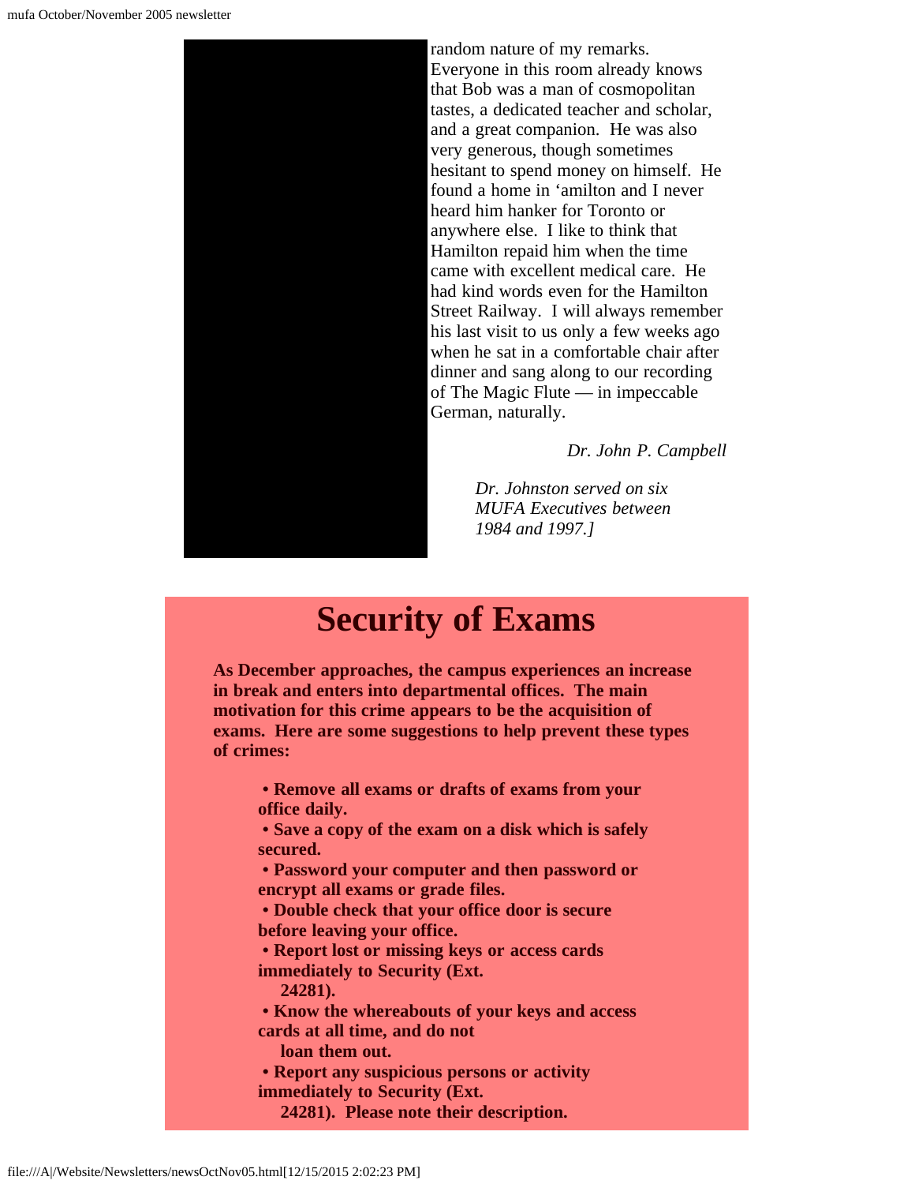random nature of my remarks. Everyone in this room already knows that Bob was a man of cosmopolitan tastes, a dedicated teacher and scholar, and a great companion. He was also very generous, though sometimes hesitant to spend money on himself. He found a home in 'amilton and I never heard him hanker for Toronto or anywhere else. I like to think that Hamilton repaid him when the time came with excellent medical care. He had kind words even for the Hamilton Street Railway. I will always remember his last visit to us only a few weeks ago when he sat in a comfortable chair after dinner and sang along to our recording of The Magic Flute — in impeccable German, naturally.

*Dr. John P. Campbell*

*Dr. Johnston served on six MUFA Executives between 1984 and 1997.]*

# Security of Exams

**As December approaches, the campus experiences an increase in break and enters into departmental offices. The main motivation for this crime appears to be the acquisition of exams. Here are some suggestions to help prevent these types of crimes:**

- **Remove all exams or drafts of exams from your office daily.**
- **Save a copy of the exam on a disk which is safely secured.**
- **Password your computer and then password or encrypt all exams or grade files.**
- **Double check that your office door is secure before leaving your office.**
- **Report lost or missing keys or access cards immediately to Security (Ext. 24281).**
- **Know the whereabouts of your keys and access cards at all time, and do not loan them out.**
- **Report any suspicious persons or activity immediately to Security (Ext. 24281). Please note their description.**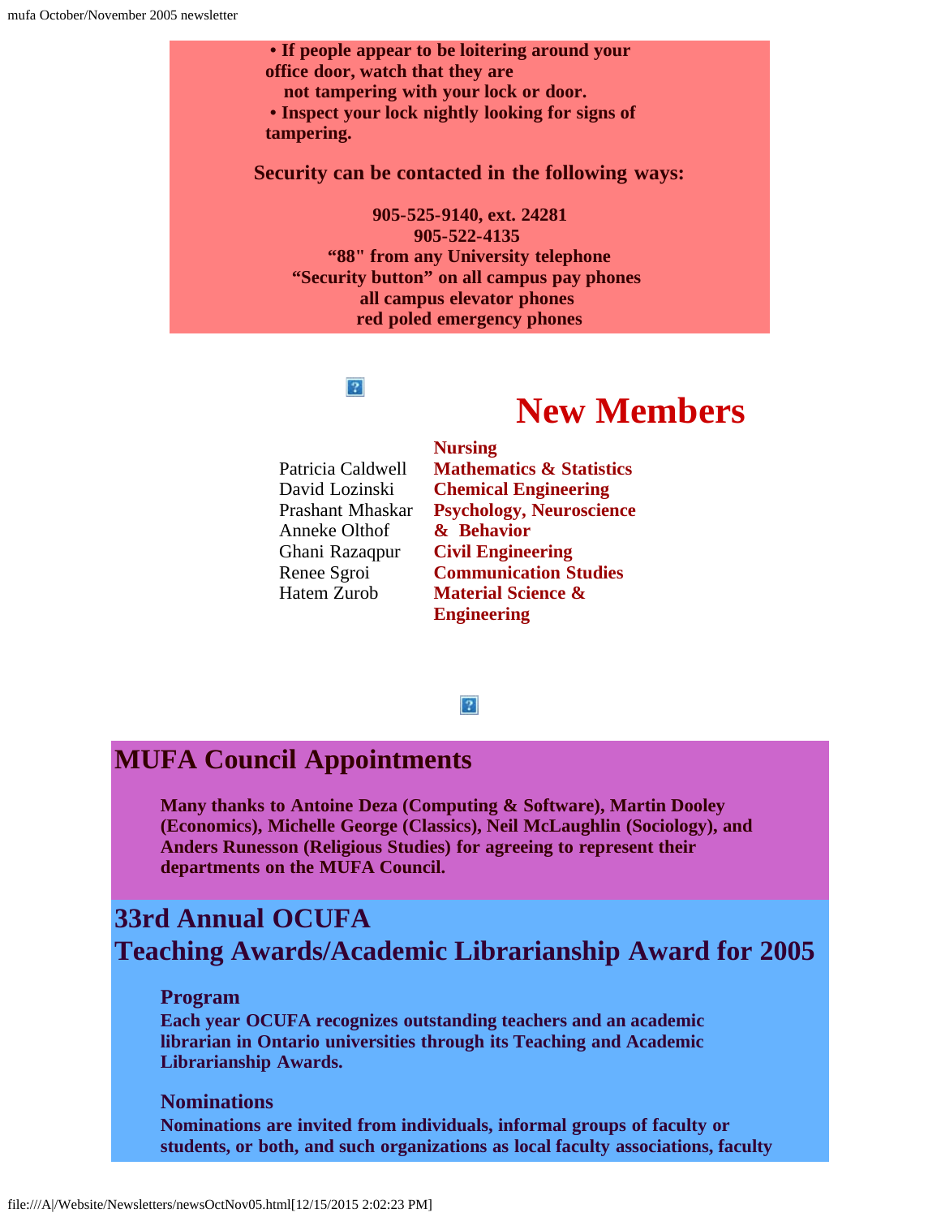- **If people appear to be loitering around your office door, watch that they are not tampering with your lock or door.**
- **Inspect your lock nightly looking for signs of tampering.**

**Security can be contacted in the following ways:**

**905-525-9140, ext. 24281**
**905-522-4135**
**"88" from any University telephone**
**"Security button" on all campus pay phones**
**all campus elevator phones**
**red poled emergency phones**

# New Members

| | |
|---|---|
| Patricia Caldwell | **Nursing** |
| David Lozinski | **Mathematics & Statistics** |
| Prashant Mhaskar | **Chemical Engineering** |
| Anneke Olthof | **Psychology, Neuroscience & Behavior** |
| Ghani Razaqpur | **Civil Engineering** |
| Renee Sgroi | **Communication Studies** |
| Hatem Zurob | **Material Science & Engineering** |

## MUFA Council Appointments

**Many thanks to Antoine Deza (Computing & Software), Martin Dooley (Economics), Michelle George (Classics), Neil McLaughlin (Sociology), and Anders Runesson (Religious Studies) for agreeing to represent their departments on the MUFA Council.**

## 33rd Annual OCUFA Teaching Awards/Academic Librarianship Award for 2005

### Program

**Each year OCUFA recognizes outstanding teachers and an academic librarian in Ontario universities through its Teaching and Academic Librarianship Awards.**

### Nominations

**Nominations are invited from individuals, informal groups of faculty or students, or both, and such organizations as local faculty associations, faculty**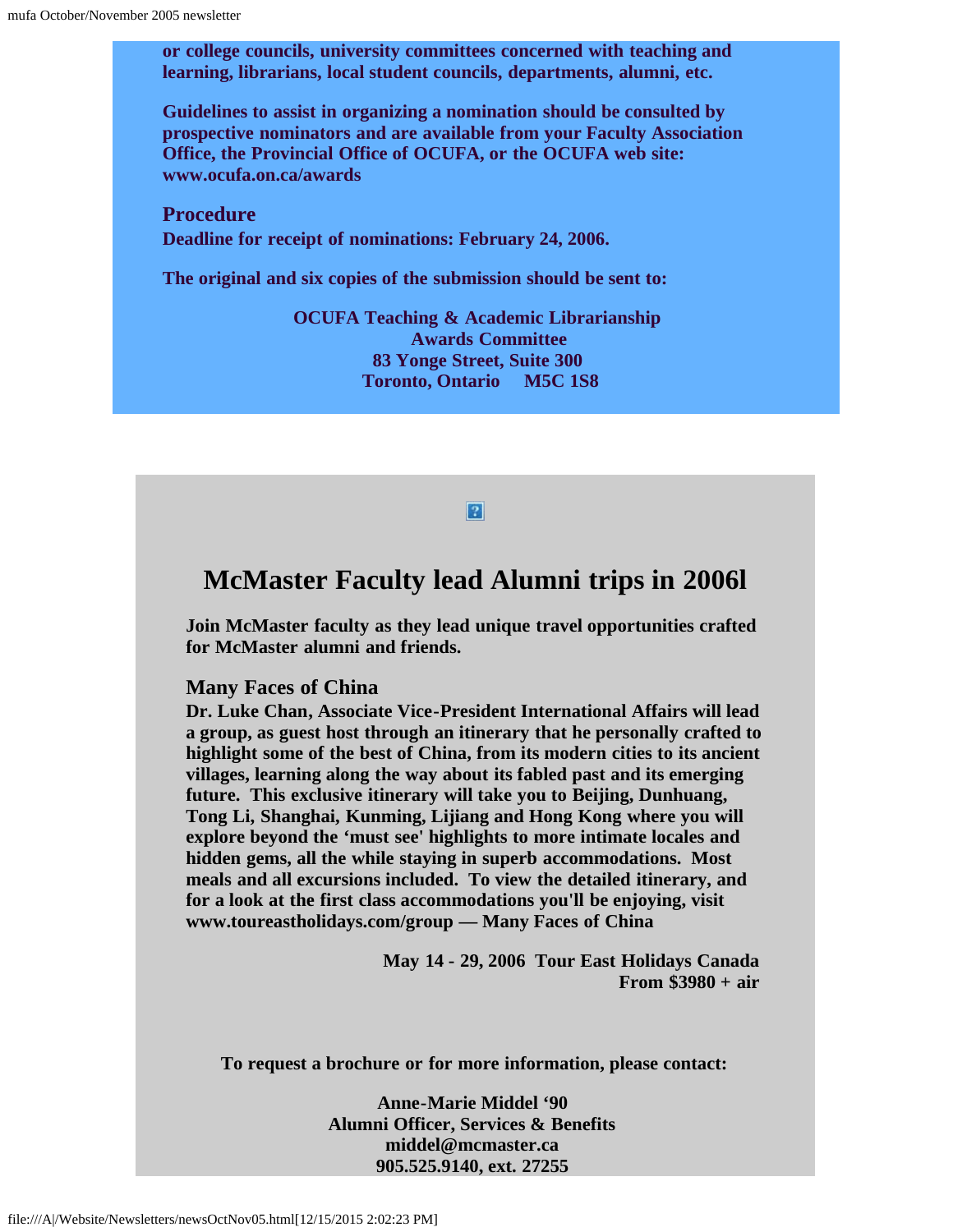**or college councils, university committees concerned with teaching and learning, librarians, local student councils, departments, alumni, etc.**

**Guidelines to assist in organizing a nomination should be consulted by prospective nominators and are available from your Faculty Association Office, the Provincial Office of OCUFA, or the OCUFA web site: www.ocufa.on.ca/awards**

### Procedure

**Deadline for receipt of nominations: February 24, 2006.**

**The original and six copies of the submission should be sent to:**

**OCUFA Teaching & Academic Librarianship Awards Committee**
**83 Yonge Street, Suite 300**
**Toronto, Ontario M5C 1S8**

# McMaster Faculty lead Alumni trips in 2006l

**Join McMaster faculty as they lead unique travel opportunities crafted for McMaster alumni and friends.**

### Many Faces of China

**Dr. Luke Chan, Associate Vice-President International Affairs will lead a group, as guest host through an itinerary that he personally crafted to highlight some of the best of China, from its modern cities to its ancient villages, learning along the way about its fabled past and its emerging future. This exclusive itinerary will take you to Beijing, Dunhuang, Tong Li, Shanghai, Kunming, Lijiang and Hong Kong where you will explore beyond the 'must see' highlights to more intimate locales and hidden gems, all the while staying in superb accommodations. Most meals and all excursions included. To view the detailed itinerary, and for a look at the first class accommodations you'll be enjoying, visit www.toureastholidays.com/group — Many Faces of China**

**May 14 - 29, 2006 Tour East Holidays Canada**
**From $3980 + air**

**To request a brochure or for more information, please contact:**

**Anne-Marie Middel '90**
**Alumni Officer, Services & Benefits**
**middel@mcmaster.ca**
**905.525.9140, ext. 27255**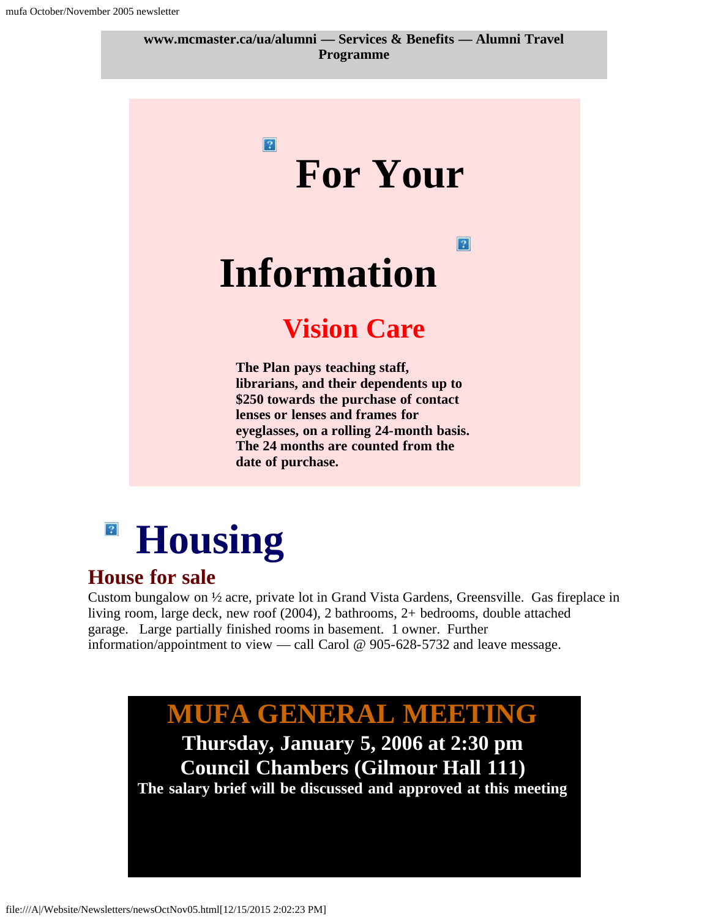**www.mcmaster.ca/ua/alumni — Services & Benefits — Alumni Travel Programme**

# For Your Information

## Vision Care

**The Plan pays teaching staff, librarians, and their dependents up to $250 towards the purchase of contact lenses or lenses and frames for eyeglasses, on a rolling 24-month basis. The 24 months are counted from the date of purchase.**

# Housing

## House for sale

Custom bungalow on ½ acre, private lot in Grand Vista Gardens, Greensville. Gas fireplace in living room, large deck, new roof (2004), 2 bathrooms, 2+ bedrooms, double attached garage. Large partially finished rooms in basement. 1 owner. Further information/appointment to view — call Carol @ 905-628-5732 and leave message.

## MUFA GENERAL MEETING

**Thursday, January 5, 2006 at 2:30 pm**

**Council Chambers (Gilmour Hall 111)**

**The salary brief will be discussed and approved at this meeting**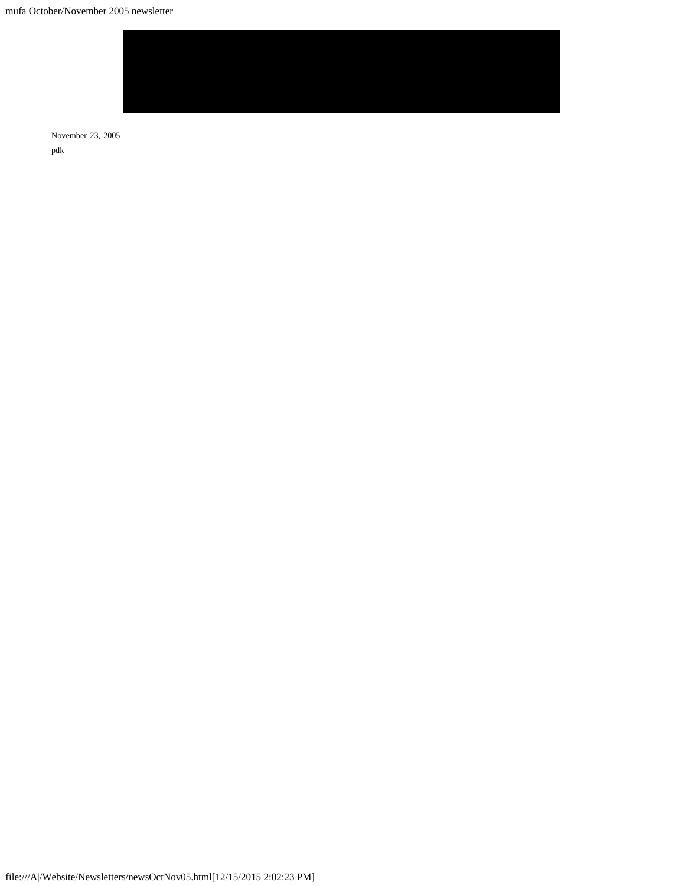November 23, 2005

pdk